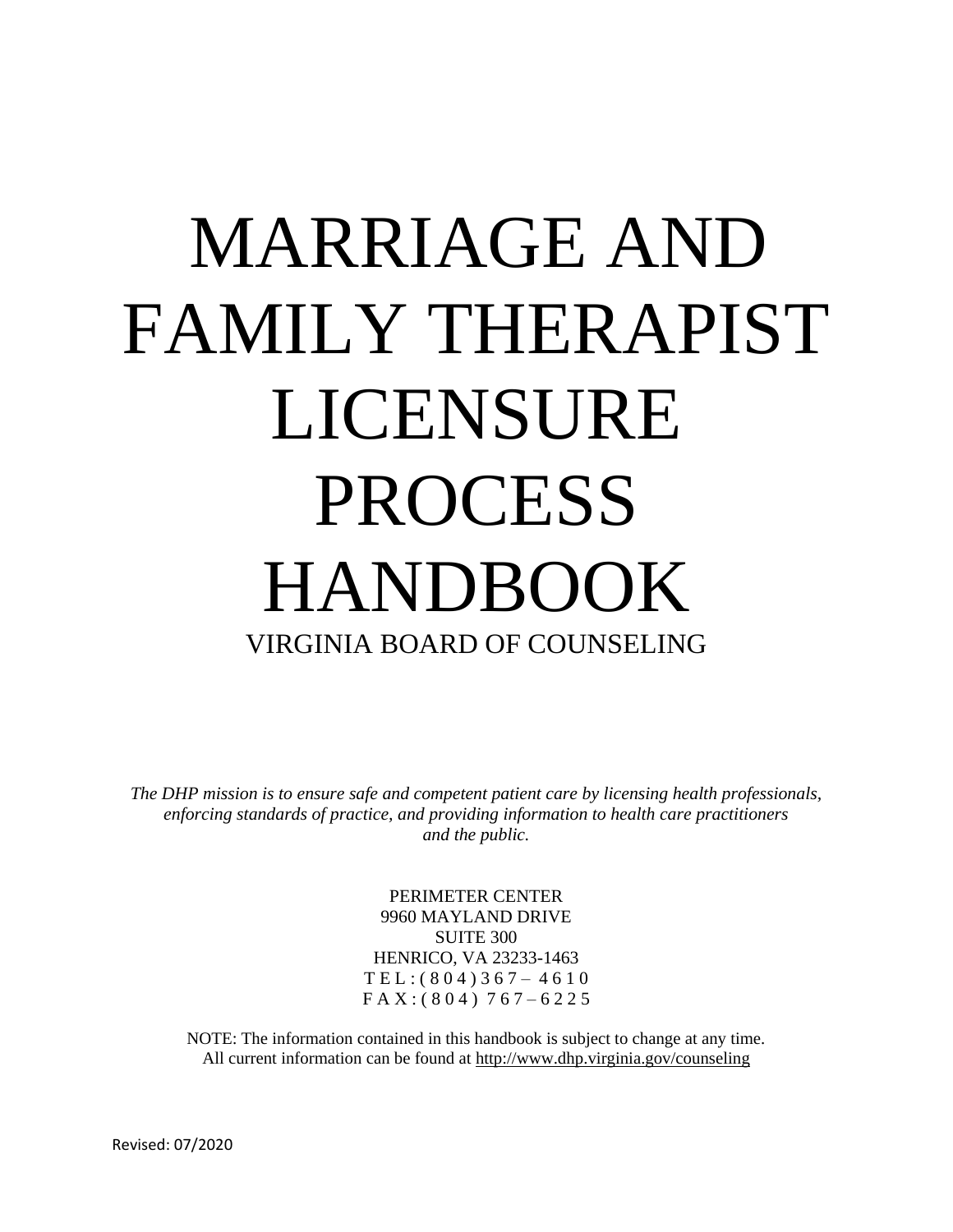# MARRIAGE AND FAMILY THERAPIST LICENSURE PROCESS HANDBOOK

## VIRGINIA BOARD OF COUNSELING

*The DHP mission is to ensure safe and competent patient care by licensing health professionals, enforcing standards of practice, and providing information to health care practitioners and the public.*

PERIMETER CENTER
9960 MAYLAND DRIVE
SUITE 300
HENRICO, VA 23233-1463
TEL: (804) 367 – 4610
FAX: (804) 767 – 6225

NOTE: The information contained in this handbook is subject to change at any time. All current information can be found at http://www.dhp.virginia.gov/counseling

Revised: 07/2020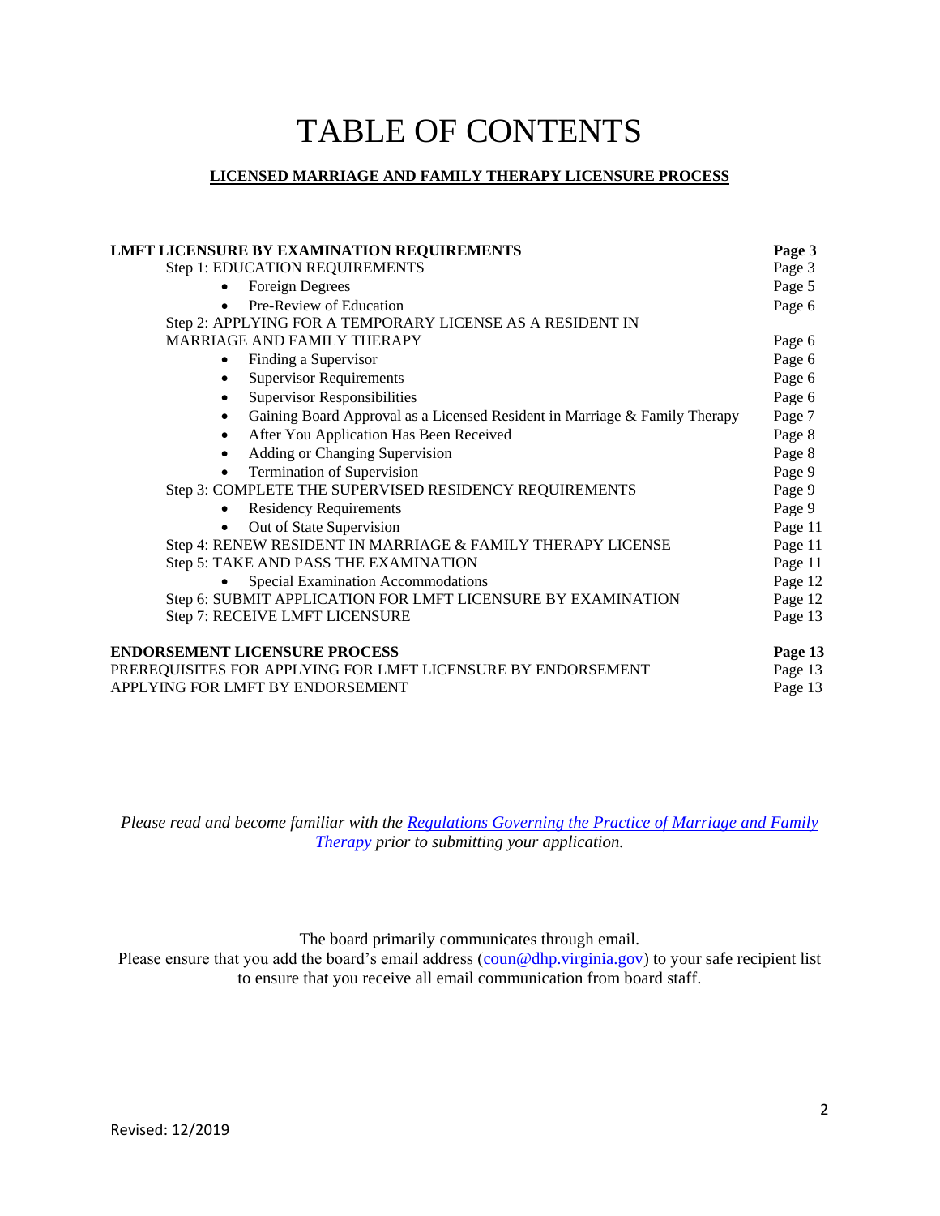# TABLE OF CONTENTS

**LICENSED MARRIAGE AND FAMILY THERAPY LICENSURE PROCESS**

| | |
|---|---|
| **LMFT LICENSURE BY EXAMINATION REQUIREMENTS** | **Page 3** |
| Step 1: EDUCATION REQUIREMENTS | Page 3 |
| • Foreign Degrees | Page 5 |
| • Pre-Review of Education | Page 6 |
| Step 2: APPLYING FOR A TEMPORARY LICENSE AS A RESIDENT IN MARRIAGE AND FAMILY THERAPY | Page 6 |
| • Finding a Supervisor | Page 6 |
| • Supervisor Requirements | Page 6 |
| • Supervisor Responsibilities | Page 6 |
| • Gaining Board Approval as a Licensed Resident in Marriage & Family Therapy | Page 7 |
| • After You Application Has Been Received | Page 8 |
| • Adding or Changing Supervision | Page 8 |
| • Termination of Supervision | Page 9 |
| Step 3: COMPLETE THE SUPERVISED RESIDENCY REQUIREMENTS | Page 9 |
| • Residency Requirements | Page 9 |
| • Out of State Supervision | Page 11 |
| Step 4: RENEW RESIDENT IN MARRIAGE & FAMILY THERAPY LICENSE | Page 11 |
| Step 5: TAKE AND PASS THE EXAMINATION | Page 11 |
| • Special Examination Accommodations | Page 12 |
| Step 6: SUBMIT APPLICATION FOR LMFT LICENSURE BY EXAMINATION | Page 12 |
| Step 7: RECEIVE LMFT LICENSURE | Page 13 |
| **ENDORSEMENT LICENSURE PROCESS** | **Page 13** |
| PREREQUISITES FOR APPLYING FOR LMFT LICENSURE BY ENDORSEMENT | Page 13 |
| APPLYING FOR LMFT BY ENDORSEMENT | Page 13 |

*Please read and become familiar with the [Regulations Governing the Practice of Marriage and Family Therapy](#) prior to submitting your application.*

The board primarily communicates through email.
Please ensure that you add the board's email address (coun@dhp.virginia.gov) to your safe recipient list to ensure that you receive all email communication from board staff.

Revised: 12/2019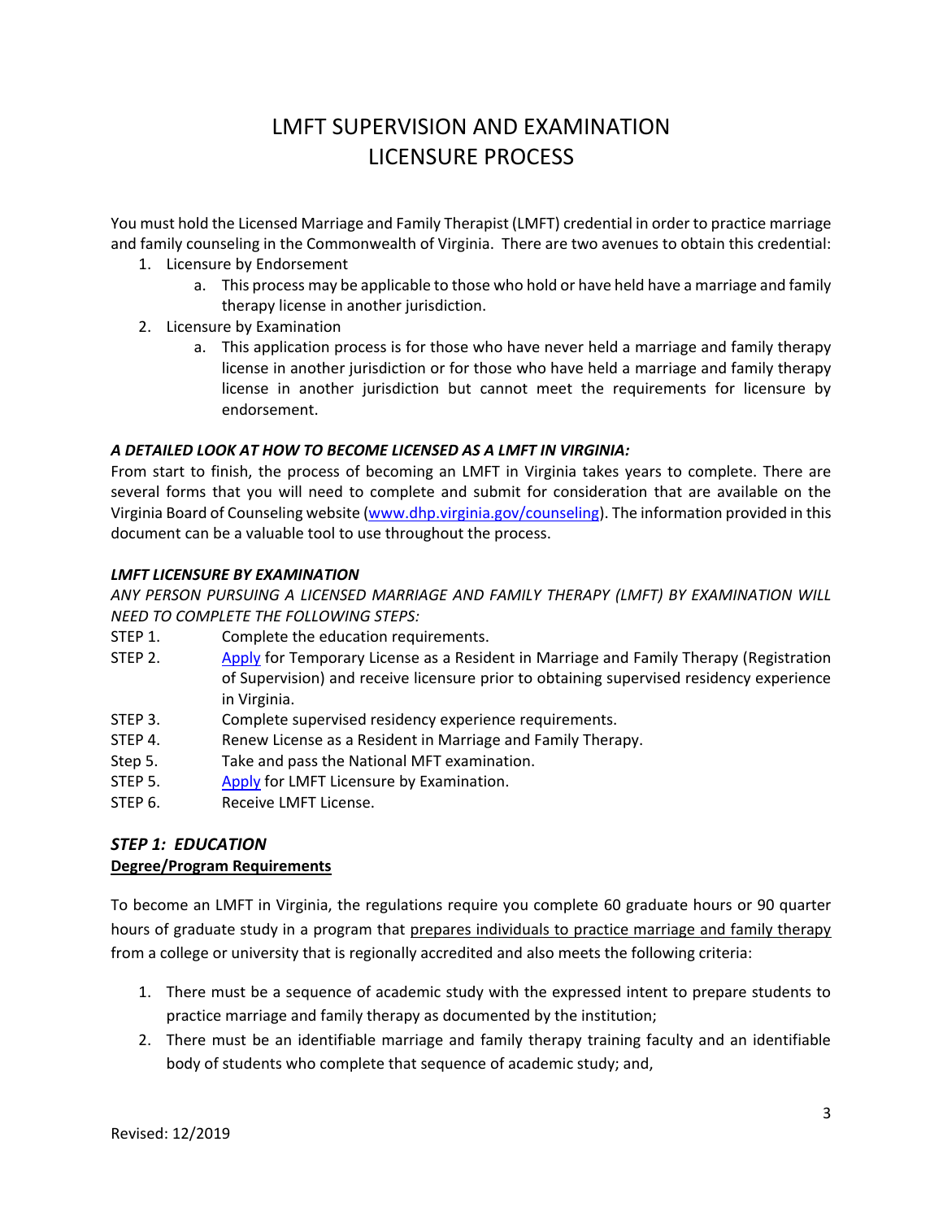# LMFT SUPERVISION AND EXAMINATION LICENSURE PROCESS

You must hold the Licensed Marriage and Family Therapist (LMFT) credential in order to practice marriage and family counseling in the Commonwealth of Virginia. There are two avenues to obtain this credential:

1. Licensure by Endorsement
   a. This process may be applicable to those who hold or have held have a marriage and family therapy license in another jurisdiction.
2. Licensure by Examination
   a. This application process is for those who have never held a marriage and family therapy license in another jurisdiction or for those who have held a marriage and family therapy license in another jurisdiction but cannot meet the requirements for licensure by endorsement.

***A DETAILED LOOK AT HOW TO BECOME LICENSED AS A LMFT IN VIRGINIA:***

From start to finish, the process of becoming an LMFT in Virginia takes years to complete. There are several forms that you will need to complete and submit for consideration that are available on the Virginia Board of Counseling website (www.dhp.virginia.gov/counseling). The information provided in this document can be a valuable tool to use throughout the process.

***LMFT LICENSURE BY EXAMINATION***

*ANY PERSON PURSUING A LICENSED MARRIAGE AND FAMILY THERAPY (LMFT) BY EXAMINATION WILL NEED TO COMPLETE THE FOLLOWING STEPS:*

STEP 1. Complete the education requirements.
STEP 2. Apply for Temporary License as a Resident in Marriage and Family Therapy (Registration of Supervision) and receive licensure prior to obtaining supervised residency experience in Virginia.
STEP 3. Complete supervised residency experience requirements.
STEP 4. Renew License as a Resident in Marriage and Family Therapy.
Step 5. Take and pass the National MFT examination.
STEP 5. Apply for LMFT Licensure by Examination.
STEP 6. Receive LMFT License.

## *STEP 1: EDUCATION*

**Degree/Program Requirements**

To become an LMFT in Virginia, the regulations require you complete 60 graduate hours or 90 quarter hours of graduate study in a program that prepares individuals to practice marriage and family therapy from a college or university that is regionally accredited and also meets the following criteria:

1. There must be a sequence of academic study with the expressed intent to prepare students to practice marriage and family therapy as documented by the institution;
2. There must be an identifiable marriage and family therapy training faculty and an identifiable body of students who complete that sequence of academic study; and,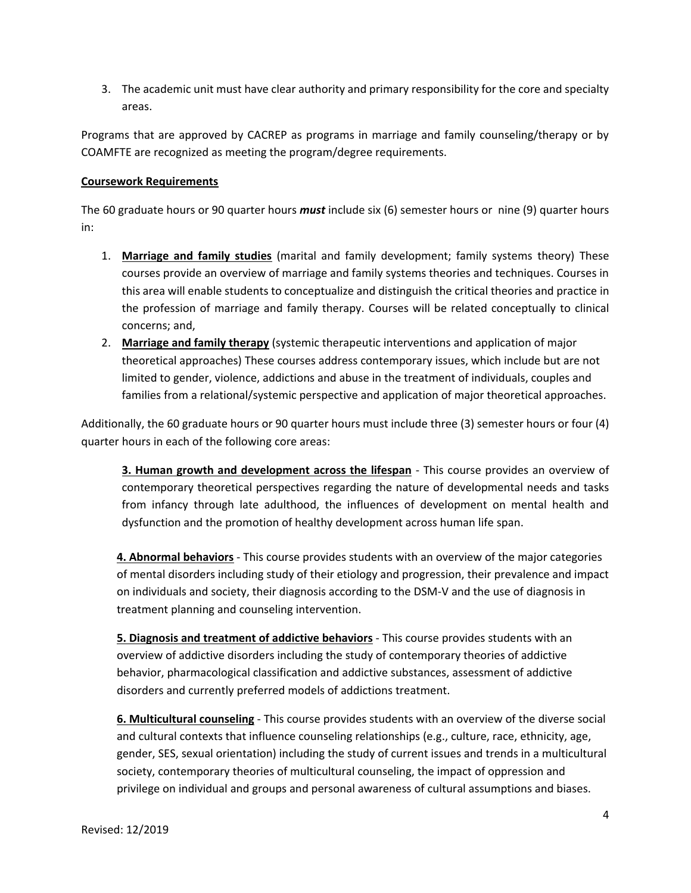3. The academic unit must have clear authority and primary responsibility for the core and specialty areas.

Programs that are approved by CACREP as programs in marriage and family counseling/therapy or by COAMFTE are recognized as meeting the program/degree requirements.

**<u>Coursework Requirements</u>**

The 60 graduate hours or 90 quarter hours ***must*** include six (6) semester hours or nine (9) quarter hours in:

1. **<u>Marriage and family studies</u>** (marital and family development; family systems theory) These courses provide an overview of marriage and family systems theories and techniques. Courses in this area will enable students to conceptualize and distinguish the critical theories and practice in the profession of marriage and family therapy. Courses will be related conceptually to clinical concerns; and,
2. **<u>Marriage and family therapy</u>** (systemic therapeutic interventions and application of major theoretical approaches) These courses address contemporary issues, which include but are not limited to gender, violence, addictions and abuse in the treatment of individuals, couples and families from a relational/systemic perspective and application of major theoretical approaches.

Additionally, the 60 graduate hours or 90 quarter hours must include three (3) semester hours or four (4) quarter hours in each of the following core areas:

**<u>3. Human growth and development across the lifespan</u>** - This course provides an overview of contemporary theoretical perspectives regarding the nature of developmental needs and tasks from infancy through late adulthood, the influences of development on mental health and dysfunction and the promotion of healthy development across human life span.

**<u>4. Abnormal behaviors</u>** - This course provides students with an overview of the major categories of mental disorders including study of their etiology and progression, their prevalence and impact on individuals and society, their diagnosis according to the DSM-V and the use of diagnosis in treatment planning and counseling intervention.

**<u>5. Diagnosis and treatment of addictive behaviors</u>** - This course provides students with an overview of addictive disorders including the study of contemporary theories of addictive behavior, pharmacological classification and addictive substances, assessment of addictive disorders and currently preferred models of addictions treatment.

**<u>6. Multicultural counseling</u>** - This course provides students with an overview of the diverse social and cultural contexts that influence counseling relationships (e.g., culture, race, ethnicity, age, gender, SES, sexual orientation) including the study of current issues and trends in a multicultural society, contemporary theories of multicultural counseling, the impact of oppression and privilege on individual and groups and personal awareness of cultural assumptions and biases.

Revised: 12/2019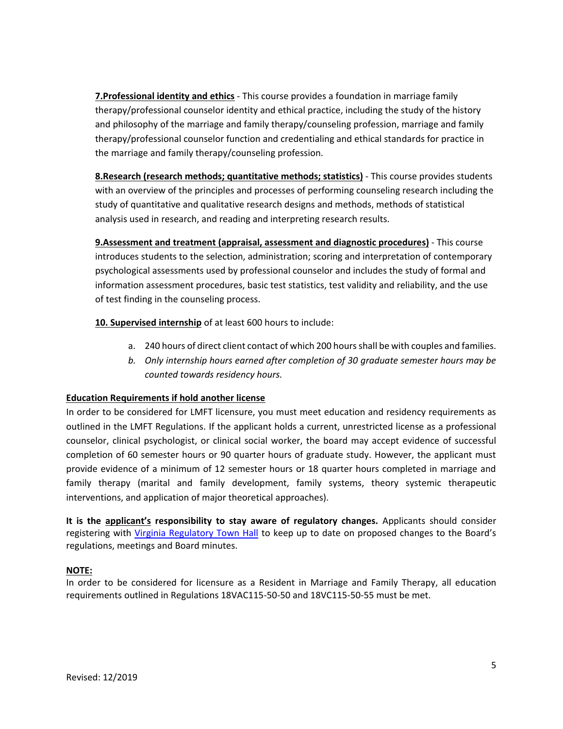**7.Professional identity and ethics** - This course provides a foundation in marriage family therapy/professional counselor identity and ethical practice, including the study of the history and philosophy of the marriage and family therapy/counseling profession, marriage and family therapy/professional counselor function and credentialing and ethical standards for practice in the marriage and family therapy/counseling profession.

**8.Research (research methods; quantitative methods; statistics)** - This course provides students with an overview of the principles and processes of performing counseling research including the study of quantitative and qualitative research designs and methods, methods of statistical analysis used in research, and reading and interpreting research results.

**9.Assessment and treatment (appraisal, assessment and diagnostic procedures)** - This course introduces students to the selection, administration; scoring and interpretation of contemporary psychological assessments used by professional counselor and includes the study of formal and information assessment procedures, basic test statistics, test validity and reliability, and the use of test finding in the counseling process.

**10. Supervised internship** of at least 600 hours to include:

a. 240 hours of direct client contact of which 200 hours shall be with couples and families.

b. *Only internship hours earned after completion of 30 graduate semester hours may be counted towards residency hours.*

**Education Requirements if hold another license**

In order to be considered for LMFT licensure, you must meet education and residency requirements as outlined in the LMFT Regulations. If the applicant holds a current, unrestricted license as a professional counselor, clinical psychologist, or clinical social worker, the board may accept evidence of successful completion of 60 semester hours or 90 quarter hours of graduate study. However, the applicant must provide evidence of a minimum of 12 semester hours or 18 quarter hours completed in marriage and family therapy (marital and family development, family systems, theory systemic therapeutic interventions, and application of major theoretical approaches).

**It is the applicant's responsibility to stay aware of regulatory changes.** Applicants should consider registering with [Virginia Regulatory Town Hall]() to keep up to date on proposed changes to the Board's regulations, meetings and Board minutes.

**NOTE:**

In order to be considered for licensure as a Resident in Marriage and Family Therapy, all education requirements outlined in Regulations 18VAC115-50-50 and 18VC115-50-55 must be met.

Revised: 12/2019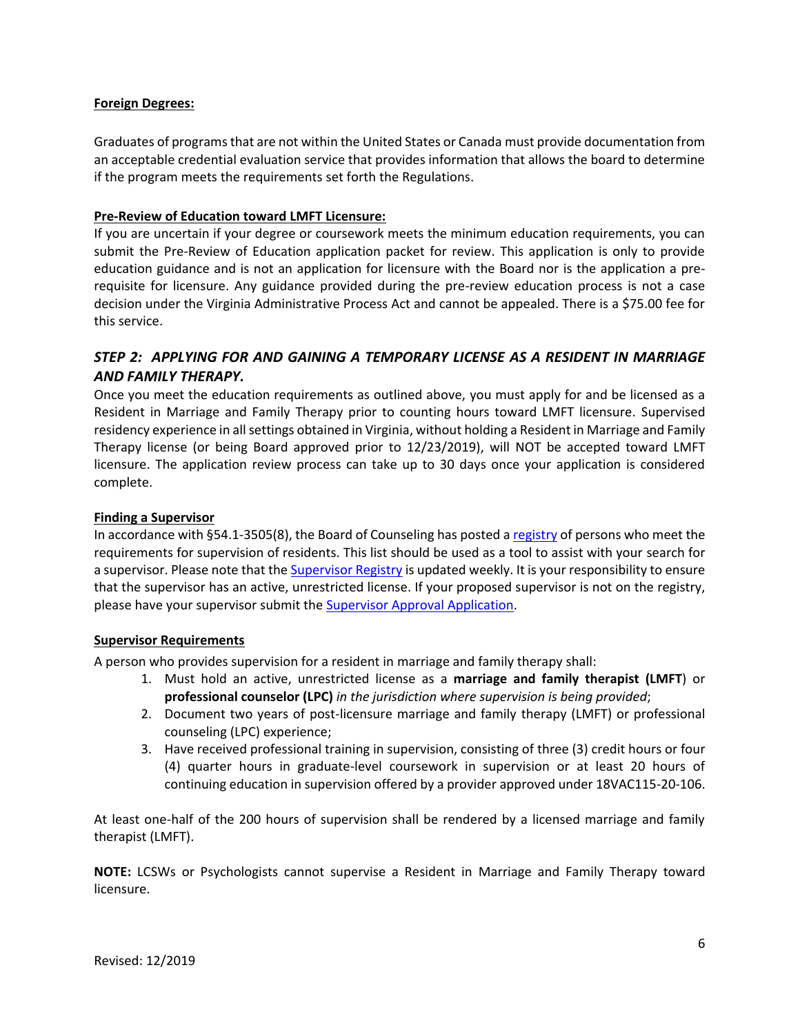**Foreign Degrees:**

Graduates of programs that are not within the United States or Canada must provide documentation from an acceptable credential evaluation service that provides information that allows the board to determine if the program meets the requirements set forth the Regulations.

**Pre-Review of Education toward LMFT Licensure:**

If you are uncertain if your degree or coursework meets the minimum education requirements, you can submit the Pre-Review of Education application packet for review. This application is only to provide education guidance and is not an application for licensure with the Board nor is the application a pre-requisite for licensure. Any guidance provided during the pre-review education process is not a case decision under the Virginia Administrative Process Act and cannot be appealed. There is a $75.00 fee for this service.

## *STEP 2: APPLYING FOR AND GAINING A TEMPORARY LICENSE AS A RESIDENT IN MARRIAGE AND FAMILY THERAPY.*

Once you meet the education requirements as outlined above, you must apply for and be licensed as a Resident in Marriage and Family Therapy prior to counting hours toward LMFT licensure. Supervised residency experience in all settings obtained in Virginia, without holding a Resident in Marriage and Family Therapy license (or being Board approved prior to 12/23/2019), will NOT be accepted toward LMFT licensure. The application review process can take up to 30 days once your application is considered complete.

**Finding a Supervisor**

In accordance with §54.1-3505(8), the Board of Counseling has posted a registry of persons who meet the requirements for supervision of residents. This list should be used as a tool to assist with your search for a supervisor. Please note that the Supervisor Registry is updated weekly. It is your responsibility to ensure that the supervisor has an active, unrestricted license. If your proposed supervisor is not on the registry, please have your supervisor submit the Supervisor Approval Application.

**Supervisor Requirements**

A person who provides supervision for a resident in marriage and family therapy shall:

1. Must hold an active, unrestricted license as a **marriage and family therapist (LMFT**) or **professional counselor (LPC)** *in the jurisdiction where supervision is being provided*;
2. Document two years of post-licensure marriage and family therapy (LMFT) or professional counseling (LPC) experience;
3. Have received professional training in supervision, consisting of three (3) credit hours or four (4) quarter hours in graduate-level coursework in supervision or at least 20 hours of continuing education in supervision offered by a provider approved under 18VAC115-20-106.

At least one-half of the 200 hours of supervision shall be rendered by a licensed marriage and family therapist (LMFT).

**NOTE:** LCSWs or Psychologists cannot supervise a Resident in Marriage and Family Therapy toward licensure.

Revised: 12/2019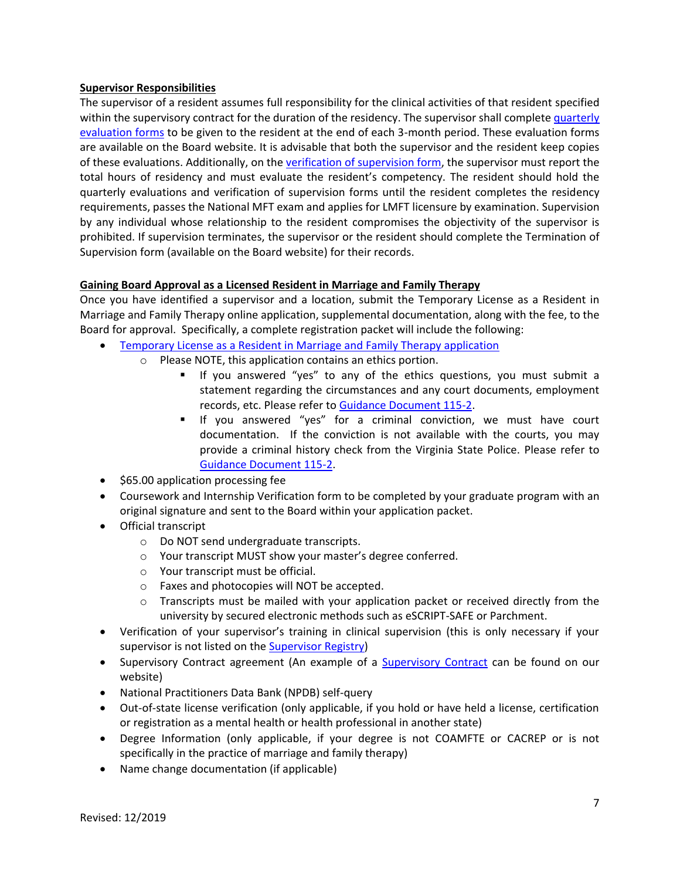**Supervisor Responsibilities**

The supervisor of a resident assumes full responsibility for the clinical activities of that resident specified within the supervisory contract for the duration of the residency. The supervisor shall complete quarterly evaluation forms to be given to the resident at the end of each 3-month period. These evaluation forms are available on the Board website. It is advisable that both the supervisor and the resident keep copies of these evaluations. Additionally, on the verification of supervision form, the supervisor must report the total hours of residency and must evaluate the resident's competency. The resident should hold the quarterly evaluations and verification of supervision forms until the resident completes the residency requirements, passes the National MFT exam and applies for LMFT licensure by examination. Supervision by any individual whose relationship to the resident compromises the objectivity of the supervisor is prohibited. If supervision terminates, the supervisor or the resident should complete the Termination of Supervision form (available on the Board website) for their records.

**Gaining Board Approval as a Licensed Resident in Marriage and Family Therapy**

Once you have identified a supervisor and a location, submit the Temporary License as a Resident in Marriage and Family Therapy online application, supplemental documentation, along with the fee, to the Board for approval. Specifically, a complete registration packet will include the following:

- Temporary License as a Resident in Marriage and Family Therapy application
  - Please NOTE, this application contains an ethics portion.
    - If you answered "yes" to any of the ethics questions, you must submit a statement regarding the circumstances and any court documents, employment records, etc. Please refer to Guidance Document 115-2.
    - If you answered "yes" for a criminal conviction, we must have court documentation. If the conviction is not available with the courts, you may provide a criminal history check from the Virginia State Police. Please refer to Guidance Document 115-2.
- $65.00 application processing fee
- Coursework and Internship Verification form to be completed by your graduate program with an original signature and sent to the Board within your application packet.
- Official transcript
  - Do NOT send undergraduate transcripts.
  - Your transcript MUST show your master's degree conferred.
  - Your transcript must be official.
  - Faxes and photocopies will NOT be accepted.
  - Transcripts must be mailed with your application packet or received directly from the university by secured electronic methods such as eSCRIPT-SAFE or Parchment.
- Verification of your supervisor's training in clinical supervision (this is only necessary if your supervisor is not listed on the Supervisor Registry)
- Supervisory Contract agreement (An example of a Supervisory Contract can be found on our website)
- National Practitioners Data Bank (NPDB) self-query
- Out-of-state license verification (only applicable, if you hold or have held a license, certification or registration as a mental health or health professional in another state)
- Degree Information (only applicable, if your degree is not COAMFTE or CACREP or is not specifically in the practice of marriage and family therapy)
- Name change documentation (if applicable)

Revised: 12/2019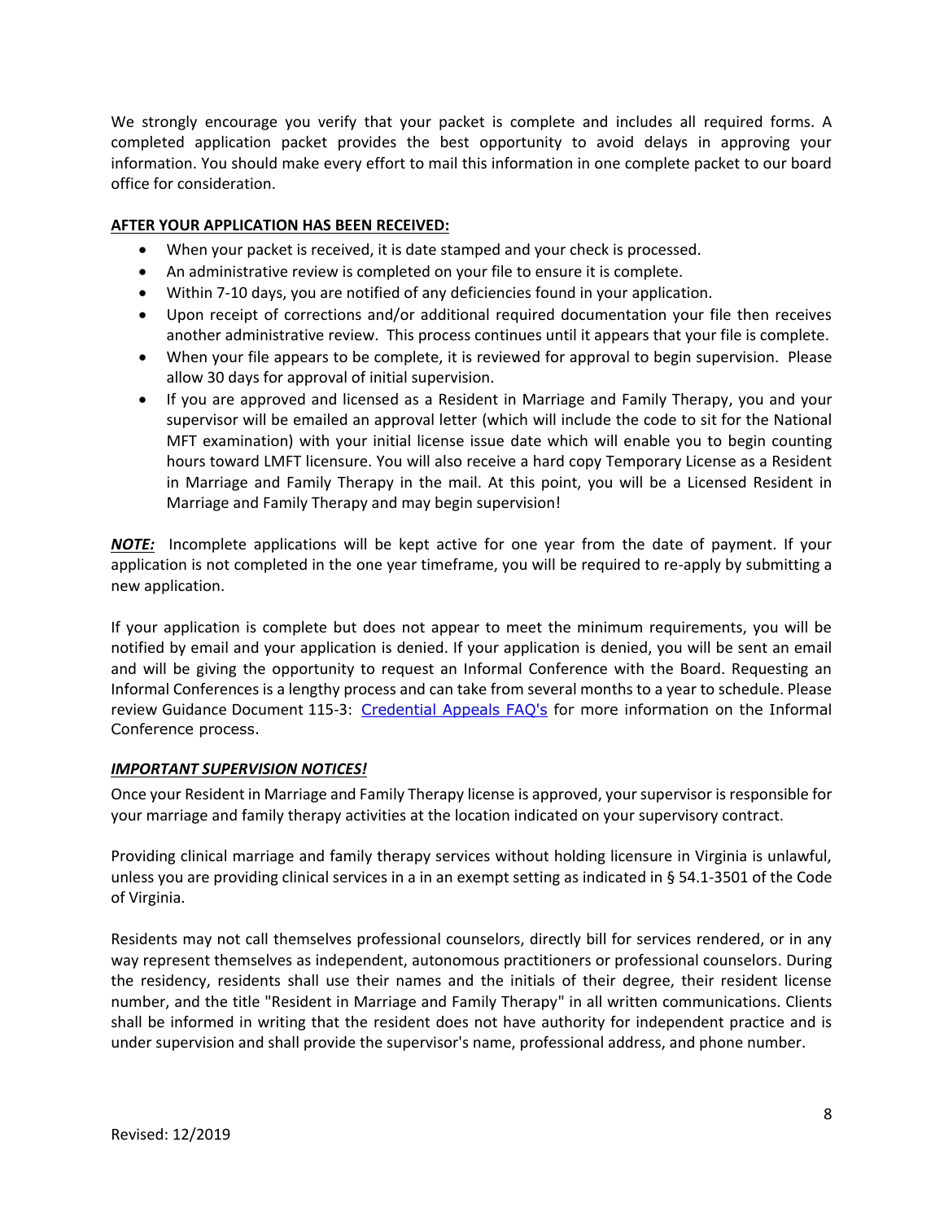We strongly encourage you verify that your packet is complete and includes all required forms. A completed application packet provides the best opportunity to avoid delays in approving your information. You should make every effort to mail this information in one complete packet to our board office for consideration.

**AFTER YOUR APPLICATION HAS BEEN RECEIVED:**

- When your packet is received, it is date stamped and your check is processed.
- An administrative review is completed on your file to ensure it is complete.
- Within 7-10 days, you are notified of any deficiencies found in your application.
- Upon receipt of corrections and/or additional required documentation your file then receives another administrative review. This process continues until it appears that your file is complete.
- When your file appears to be complete, it is reviewed for approval to begin supervision. Please allow 30 days for approval of initial supervision.
- If you are approved and licensed as a Resident in Marriage and Family Therapy, you and your supervisor will be emailed an approval letter (which will include the code to sit for the National MFT examination) with your initial license issue date which will enable you to begin counting hours toward LMFT licensure. You will also receive a hard copy Temporary License as a Resident in Marriage and Family Therapy in the mail. At this point, you will be a Licensed Resident in Marriage and Family Therapy and may begin supervision!

***NOTE:*** Incomplete applications will be kept active for one year from the date of payment. If your application is not completed in the one year timeframe, you will be required to re-apply by submitting a new application.

If your application is complete but does not appear to meet the minimum requirements, you will be notified by email and your application is denied. If your application is denied, you will be sent an email and will be giving the opportunity to request an Informal Conference with the Board. Requesting an Informal Conferences is a lengthy process and can take from several months to a year to schedule. Please review Guidance Document 115-3: Credential Appeals FAQ's for more information on the Informal Conference process.

***IMPORTANT SUPERVISION NOTICES!***

Once your Resident in Marriage and Family Therapy license is approved, your supervisor is responsible for your marriage and family therapy activities at the location indicated on your supervisory contract.

Providing clinical marriage and family therapy services without holding licensure in Virginia is unlawful, unless you are providing clinical services in a in an exempt setting as indicated in § 54.1-3501 of the Code of Virginia.

Residents may not call themselves professional counselors, directly bill for services rendered, or in any way represent themselves as independent, autonomous practitioners or professional counselors. During the residency, residents shall use their names and the initials of their degree, their resident license number, and the title "Resident in Marriage and Family Therapy" in all written communications. Clients shall be informed in writing that the resident does not have authority for independent practice and is under supervision and shall provide the supervisor's name, professional address, and phone number.

Revised: 12/2019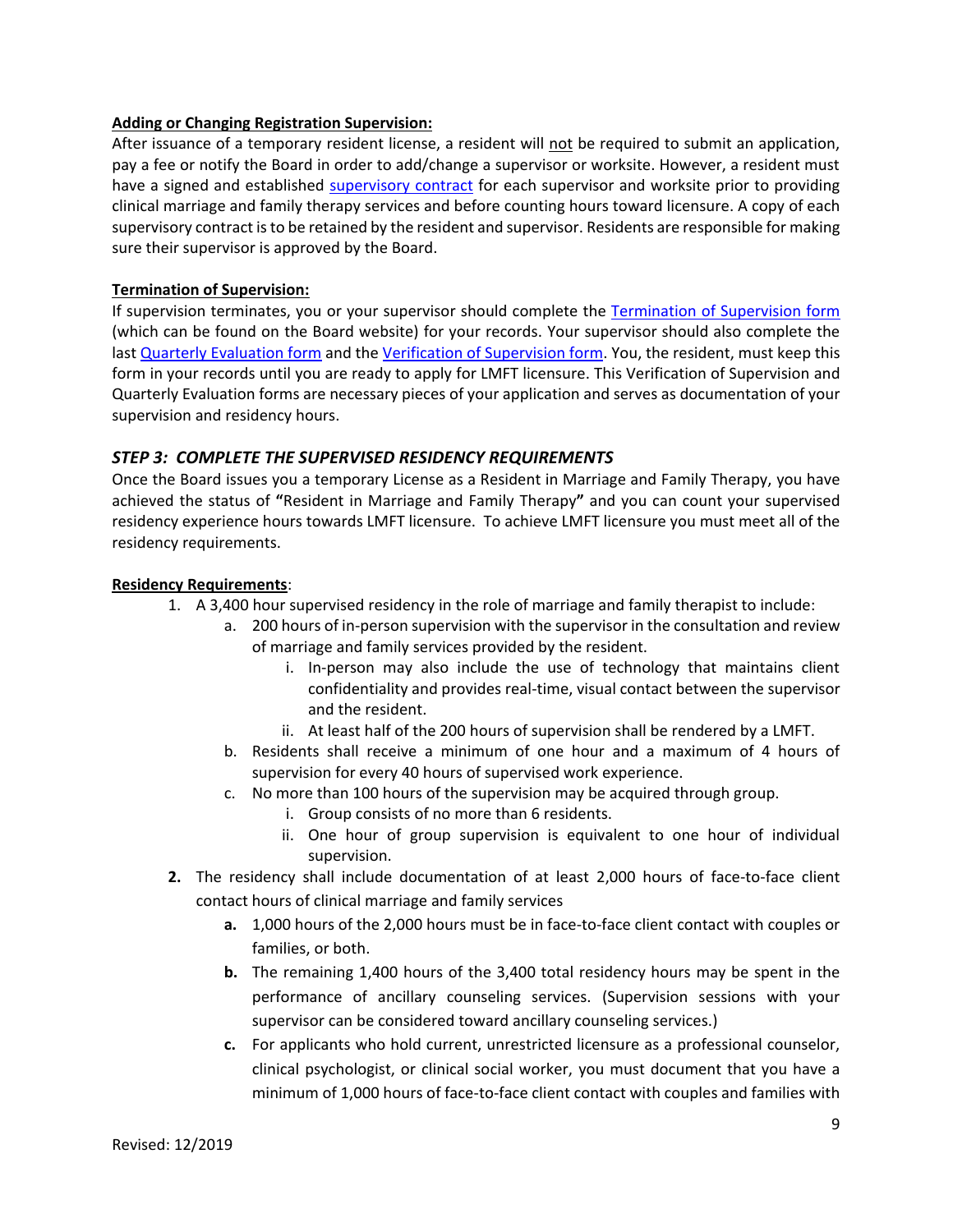**Adding or Changing Registration Supervision:**

After issuance of a temporary resident license, a resident will not be required to submit an application, pay a fee or notify the Board in order to add/change a supervisor or worksite. However, a resident must have a signed and established supervisory contract for each supervisor and worksite prior to providing clinical marriage and family therapy services and before counting hours toward licensure. A copy of each supervisory contract is to be retained by the resident and supervisor. Residents are responsible for making sure their supervisor is approved by the Board.

**Termination of Supervision:**

If supervision terminates, you or your supervisor should complete the Termination of Supervision form (which can be found on the Board website) for your records. Your supervisor should also complete the last Quarterly Evaluation form and the Verification of Supervision form. You, the resident, must keep this form in your records until you are ready to apply for LMFT licensure. This Verification of Supervision and Quarterly Evaluation forms are necessary pieces of your application and serves as documentation of your supervision and residency hours.

## *STEP 3: COMPLETE THE SUPERVISED RESIDENCY REQUIREMENTS*

Once the Board issues you a temporary License as a Resident in Marriage and Family Therapy, you have achieved the status of **"**Resident in Marriage and Family Therapy**"** and you can count your supervised residency experience hours towards LMFT licensure. To achieve LMFT licensure you must meet all of the residency requirements.

**Residency Requirements**:

1. A 3,400 hour supervised residency in the role of marriage and family therapist to include:
   a. 200 hours of in-person supervision with the supervisor in the consultation and review of marriage and family services provided by the resident.
      i. In-person may also include the use of technology that maintains client confidentiality and provides real-time, visual contact between the supervisor and the resident.
      ii. At least half of the 200 hours of supervision shall be rendered by a LMFT.
   b. Residents shall receive a minimum of one hour and a maximum of 4 hours of supervision for every 40 hours of supervised work experience.
   c. No more than 100 hours of the supervision may be acquired through group.
      i. Group consists of no more than 6 residents.
      ii. One hour of group supervision is equivalent to one hour of individual supervision.
2. The residency shall include documentation of at least 2,000 hours of face-to-face client contact hours of clinical marriage and family services
   **a.** 1,000 hours of the 2,000 hours must be in face-to-face client contact with couples or families, or both.
   **b.** The remaining 1,400 hours of the 3,400 total residency hours may be spent in the performance of ancillary counseling services. (Supervision sessions with your supervisor can be considered toward ancillary counseling services.)
   **c.** For applicants who hold current, unrestricted licensure as a professional counselor, clinical psychologist, or clinical social worker, you must document that you have a minimum of 1,000 hours of face-to-face client contact with couples and families with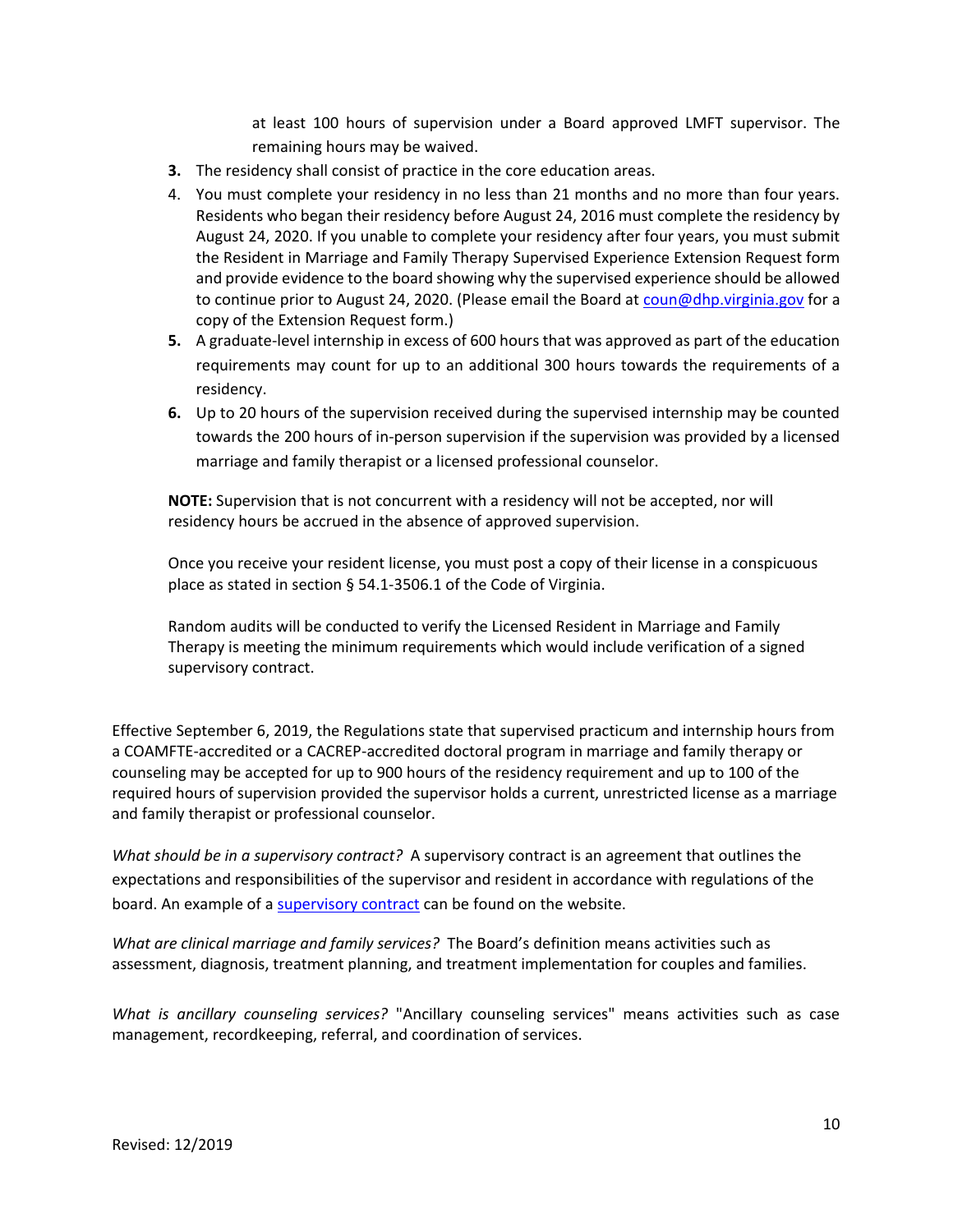at least 100 hours of supervision under a Board approved LMFT supervisor. The remaining hours may be waived.

3. The residency shall consist of practice in the core education areas.
4. You must complete your residency in no less than 21 months and no more than four years. Residents who began their residency before August 24, 2016 must complete the residency by August 24, 2020. If you unable to complete your residency after four years, you must submit the Resident in Marriage and Family Therapy Supervised Experience Extension Request form and provide evidence to the board showing why the supervised experience should be allowed to continue prior to August 24, 2020. (Please email the Board at coun@dhp.virginia.gov for a copy of the Extension Request form.)
5. A graduate-level internship in excess of 600 hours that was approved as part of the education requirements may count for up to an additional 300 hours towards the requirements of a residency.
6. Up to 20 hours of the supervision received during the supervised internship may be counted towards the 200 hours of in-person supervision if the supervision was provided by a licensed marriage and family therapist or a licensed professional counselor.

**NOTE:** Supervision that is not concurrent with a residency will not be accepted, nor will residency hours be accrued in the absence of approved supervision.

Once you receive your resident license, you must post a copy of their license in a conspicuous place as stated in section § 54.1-3506.1 of the Code of Virginia.

Random audits will be conducted to verify the Licensed Resident in Marriage and Family Therapy is meeting the minimum requirements which would include verification of a signed supervisory contract.

Effective September 6, 2019, the Regulations state that supervised practicum and internship hours from a COAMFTE-accredited or a CACREP-accredited doctoral program in marriage and family therapy or counseling may be accepted for up to 900 hours of the residency requirement and up to 100 of the required hours of supervision provided the supervisor holds a current, unrestricted license as a marriage and family therapist or professional counselor.

*What should be in a supervisory contract?* A supervisory contract is an agreement that outlines the expectations and responsibilities of the supervisor and resident in accordance with regulations of the board. An example of a supervisory contract can be found on the website.

*What are clinical marriage and family services?* The Board's definition means activities such as assessment, diagnosis, treatment planning, and treatment implementation for couples and families.

*What is ancillary counseling services?* "Ancillary counseling services" means activities such as case management, recordkeeping, referral, and coordination of services.

Revised: 12/2019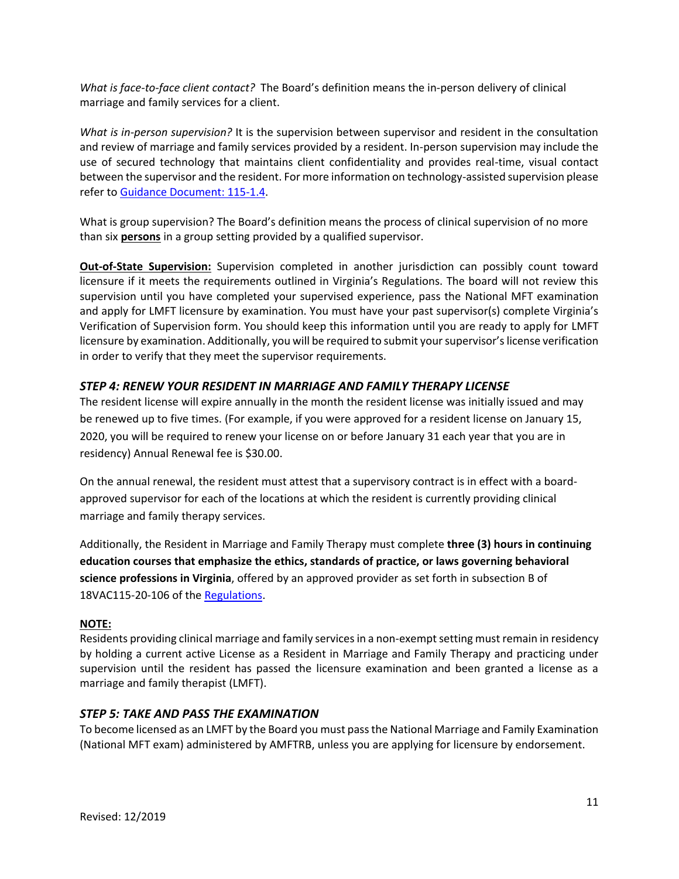*What is face-to-face client contact?* The Board's definition means the in-person delivery of clinical marriage and family services for a client.

*What is in-person supervision?* It is the supervision between supervisor and resident in the consultation and review of marriage and family services provided by a resident. In-person supervision may include the use of secured technology that maintains client confidentiality and provides real-time, visual contact between the supervisor and the resident. For more information on technology-assisted supervision please refer to [Guidance Document: 115-1.4](#).

What is group supervision? The Board's definition means the process of clinical supervision of no more than six **persons** in a group setting provided by a qualified supervisor.

**Out-of-State Supervision:** Supervision completed in another jurisdiction can possibly count toward licensure if it meets the requirements outlined in Virginia's Regulations. The board will not review this supervision until you have completed your supervised experience, pass the National MFT examination and apply for LMFT licensure by examination. You must have your past supervisor(s) complete Virginia's Verification of Supervision form. You should keep this information until you are ready to apply for LMFT licensure by examination. Additionally, you will be required to submit your supervisor's license verification in order to verify that they meet the supervisor requirements.

### *STEP 4: RENEW YOUR RESIDENT IN MARRIAGE AND FAMILY THERAPY LICENSE*

The resident license will expire annually in the month the resident license was initially issued and may be renewed up to five times. (For example, if you were approved for a resident license on January 15, 2020, you will be required to renew your license on or before January 31 each year that you are in residency) Annual Renewal fee is $30.00.

On the annual renewal, the resident must attest that a supervisory contract is in effect with a board-approved supervisor for each of the locations at which the resident is currently providing clinical marriage and family therapy services.

Additionally, the Resident in Marriage and Family Therapy must complete **three (3) hours in continuing education courses that emphasize the ethics, standards of practice, or laws governing behavioral science professions in Virginia**, offered by an approved provider as set forth in subsection B of 18VAC115-20-106 of the [Regulations](#).

**NOTE:**

Residents providing clinical marriage and family services in a non-exempt setting must remain in residency by holding a current active License as a Resident in Marriage and Family Therapy and practicing under supervision until the resident has passed the licensure examination and been granted a license as a marriage and family therapist (LMFT).

### *STEP 5: TAKE AND PASS THE EXAMINATION*

To become licensed as an LMFT by the Board you must pass the National Marriage and Family Examination (National MFT exam) administered by AMFTRB, unless you are applying for licensure by endorsement.

Revised: 12/2019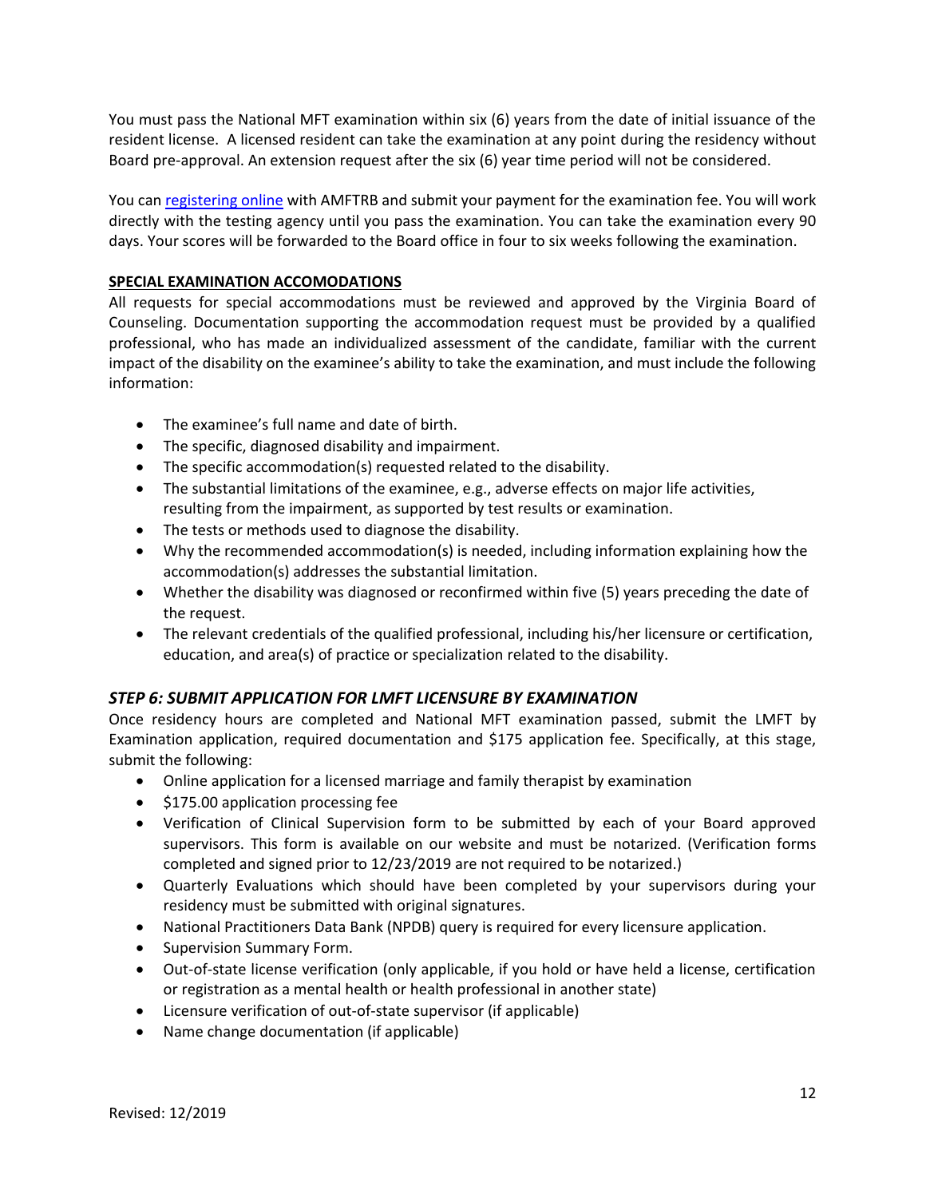You must pass the National MFT examination within six (6) years from the date of initial issuance of the resident license. A licensed resident can take the examination at any point during the residency without Board pre-approval. An extension request after the six (6) year time period will not be considered.

You can [registering online] with AMFTRB and submit your payment for the examination fee. You will work directly with the testing agency until you pass the examination. You can take the examination every 90 days. Your scores will be forwarded to the Board office in four to six weeks following the examination.

**SPECIAL EXAMINATION ACCOMODATIONS**

All requests for special accommodations must be reviewed and approved by the Virginia Board of Counseling. Documentation supporting the accommodation request must be provided by a qualified professional, who has made an individualized assessment of the candidate, familiar with the current impact of the disability on the examinee's ability to take the examination, and must include the following information:

- The examinee's full name and date of birth.
- The specific, diagnosed disability and impairment.
- The specific accommodation(s) requested related to the disability.
- The substantial limitations of the examinee, e.g., adverse effects on major life activities, resulting from the impairment, as supported by test results or examination.
- The tests or methods used to diagnose the disability.
- Why the recommended accommodation(s) is needed, including information explaining how the accommodation(s) addresses the substantial limitation.
- Whether the disability was diagnosed or reconfirmed within five (5) years preceding the date of the request.
- The relevant credentials of the qualified professional, including his/her licensure or certification, education, and area(s) of practice or specialization related to the disability.

### *STEP 6: SUBMIT APPLICATION FOR LMFT LICENSURE BY EXAMINATION*

Once residency hours are completed and National MFT examination passed, submit the LMFT by Examination application, required documentation and $175 application fee. Specifically, at this stage, submit the following:

- Online application for a licensed marriage and family therapist by examination
- $175.00 application processing fee
- Verification of Clinical Supervision form to be submitted by each of your Board approved supervisors. This form is available on our website and must be notarized. (Verification forms completed and signed prior to 12/23/2019 are not required to be notarized.)
- Quarterly Evaluations which should have been completed by your supervisors during your residency must be submitted with original signatures.
- National Practitioners Data Bank (NPDB) query is required for every licensure application.
- Supervision Summary Form.
- Out-of-state license verification (only applicable, if you hold or have held a license, certification or registration as a mental health or health professional in another state)
- Licensure verification of out-of-state supervisor (if applicable)
- Name change documentation (if applicable)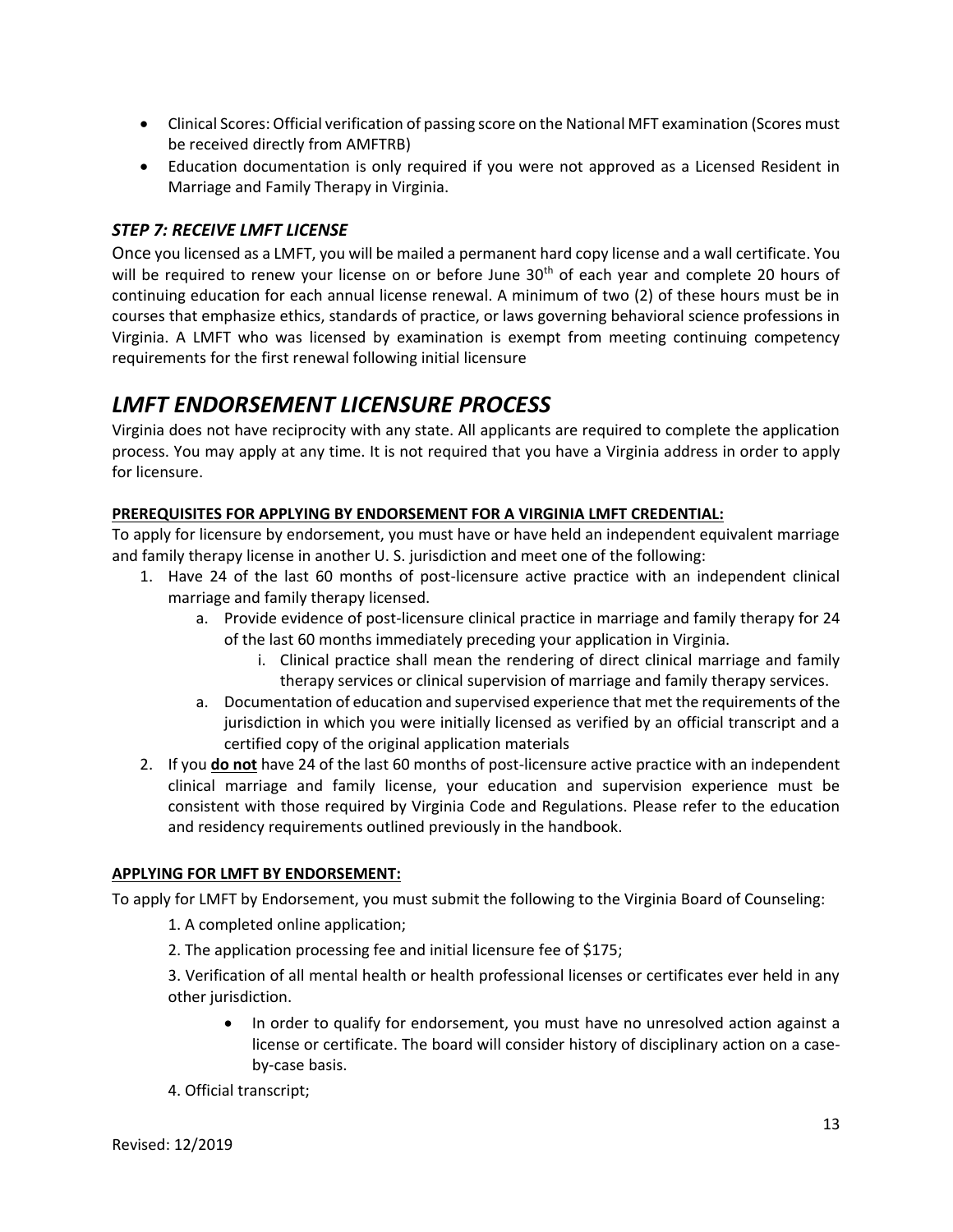- Clinical Scores: Official verification of passing score on the National MFT examination (Scores must be received directly from AMFTRB)
- Education documentation is only required if you were not approved as a Licensed Resident in Marriage and Family Therapy in Virginia.

### *STEP 7: RECEIVE LMFT LICENSE*

Once you licensed as a LMFT, you will be mailed a permanent hard copy license and a wall certificate. You will be required to renew your license on or before June 30th of each year and complete 20 hours of continuing education for each annual license renewal. A minimum of two (2) of these hours must be in courses that emphasize ethics, standards of practice, or laws governing behavioral science professions in Virginia. A LMFT who was licensed by examination is exempt from meeting continuing competency requirements for the first renewal following initial licensure

## *LMFT ENDORSEMENT LICENSURE PROCESS*

Virginia does not have reciprocity with any state. All applicants are required to complete the application process. You may apply at any time. It is not required that you have a Virginia address in order to apply for licensure.

**PREREQUISITES FOR APPLYING BY ENDORSEMENT FOR A VIRGINIA LMFT CREDENTIAL:**

To apply for licensure by endorsement, you must have or have held an independent equivalent marriage and family therapy license in another U. S. jurisdiction and meet one of the following:

1. Have 24 of the last 60 months of post-licensure active practice with an independent clinical marriage and family therapy licensed.
    a. Provide evidence of post-licensure clinical practice in marriage and family therapy for 24 of the last 60 months immediately preceding your application in Virginia.
        i. Clinical practice shall mean the rendering of direct clinical marriage and family therapy services or clinical supervision of marriage and family therapy services.
    a. Documentation of education and supervised experience that met the requirements of the jurisdiction in which you were initially licensed as verified by an official transcript and a certified copy of the original application materials
2. If you **do not** have 24 of the last 60 months of post-licensure active practice with an independent clinical marriage and family license, your education and supervision experience must be consistent with those required by Virginia Code and Regulations. Please refer to the education and residency requirements outlined previously in the handbook.

**APPLYING FOR LMFT BY ENDORSEMENT:**

To apply for LMFT by Endorsement, you must submit the following to the Virginia Board of Counseling:

1. A completed online application;

2. The application processing fee and initial licensure fee of $175;

3. Verification of all mental health or health professional licenses or certificates ever held in any other jurisdiction.

    - In order to qualify for endorsement, you must have no unresolved action against a license or certificate. The board will consider history of disciplinary action on a case-by-case basis.

4. Official transcript;

Revised: 12/2019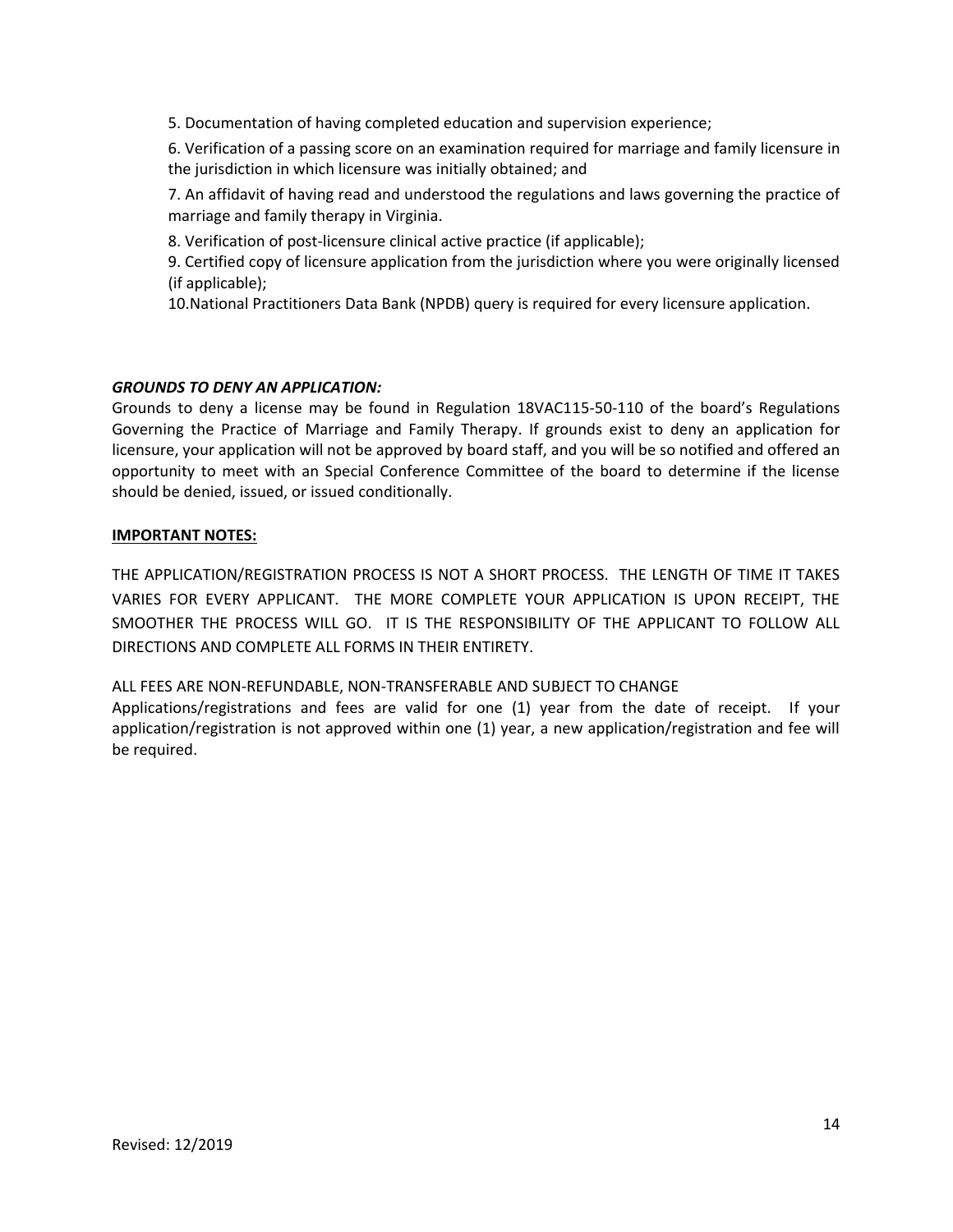5. Documentation of having completed education and supervision experience;

6. Verification of a passing score on an examination required for marriage and family licensure in the jurisdiction in which licensure was initially obtained; and

7. An affidavit of having read and understood the regulations and laws governing the practice of marriage and family therapy in Virginia.

8. Verification of post-licensure clinical active practice (if applicable);

9. Certified copy of licensure application from the jurisdiction where you were originally licensed (if applicable);

10. National Practitioners Data Bank (NPDB) query is required for every licensure application.

***GROUNDS TO DENY AN APPLICATION:***

Grounds to deny a license may be found in Regulation 18VAC115-50-110 of the board's Regulations Governing the Practice of Marriage and Family Therapy. If grounds exist to deny an application for licensure, your application will not be approved by board staff, and you will be so notified and offered an opportunity to meet with an Special Conference Committee of the board to determine if the license should be denied, issued, or issued conditionally.

**IMPORTANT NOTES:**

THE APPLICATION/REGISTRATION PROCESS IS NOT A SHORT PROCESS. THE LENGTH OF TIME IT TAKES VARIES FOR EVERY APPLICANT. THE MORE COMPLETE YOUR APPLICATION IS UPON RECEIPT, THE SMOOTHER THE PROCESS WILL GO. IT IS THE RESPONSIBILITY OF THE APPLICANT TO FOLLOW ALL DIRECTIONS AND COMPLETE ALL FORMS IN THEIR ENTIRETY.

ALL FEES ARE NON-REFUNDABLE, NON-TRANSFERABLE AND SUBJECT TO CHANGE

Applications/registrations and fees are valid for one (1) year from the date of receipt. If your application/registration is not approved within one (1) year, a new application/registration and fee will be required.

Revised: 12/2019